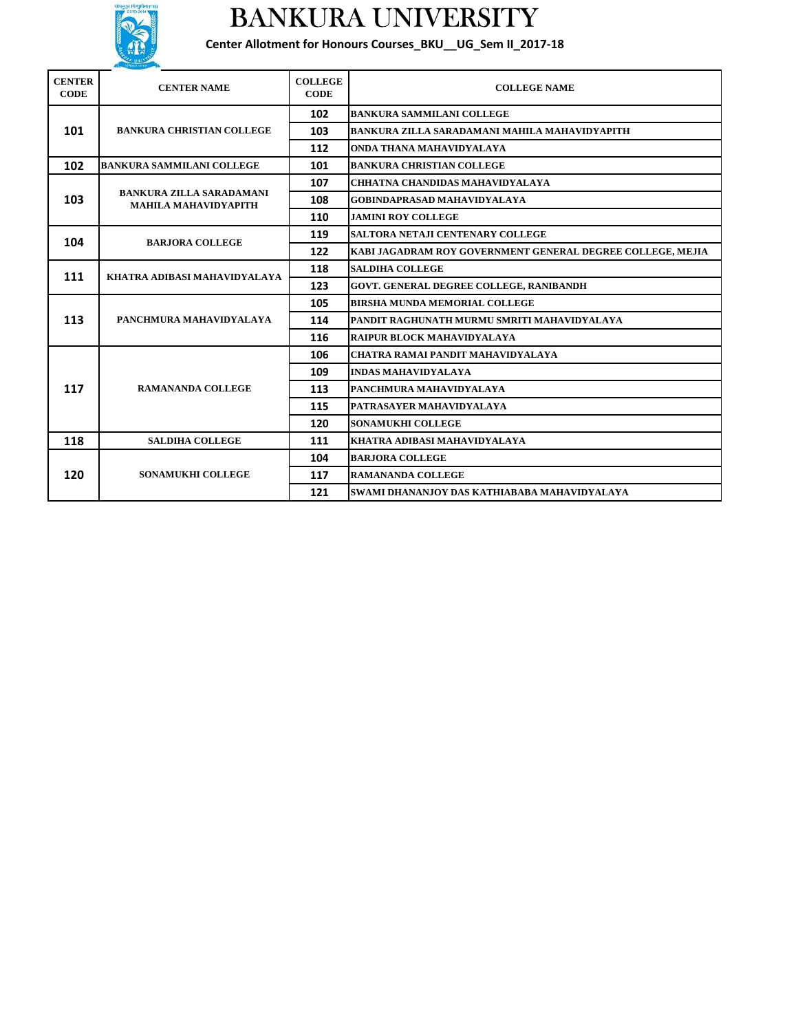# BANKURA UNIVERSITY

**Center Allotment for Honours Courses_BKU__UG_Sem II_2017-18**

| CENTER CODE | CENTER NAME | COLLEGE CODE | COLLEGE NAME |
|---|---|---|---|
| 101 | BANKURA CHRISTIAN COLLEGE | 102 | BANKURA SAMMILANI COLLEGE |
| | | 103 | BANKURA ZILLA SARADAMANI MAHILA MAHAVIDYAPITH |
| | | 112 | ONDA THANA MAHAVIDYALAYA |
| 102 | BANKURA SAMMILANI COLLEGE | 101 | BANKURA CHRISTIAN COLLEGE |
| 103 | BANKURA ZILLA SARADAMANI MAHILA MAHAVIDYAPITH | 107 | CHHATNA CHANDIDAS MAHAVIDYALAYA |
| | | 108 | GOBINDAPRASAD MAHAVIDYALAYA |
| | | 110 | JAMINI ROY COLLEGE |
| 104 | BARJORA COLLEGE | 119 | SALTORA NETAJI CENTENARY COLLEGE |
| | | 122 | KABI JAGADRAM ROY GOVERNMENT GENERAL DEGREE COLLEGE, MEJIA |
| 111 | KHATRA ADIBASI MAHAVIDYALAYA | 118 | SALDIHA COLLEGE |
| | | 123 | GOVT. GENERAL DEGREE COLLEGE, RANIBANDH |
| 113 | PANCHMURA MAHAVIDYALAYA | 105 | BIRSHA MUNDA MEMORIAL COLLEGE |
| | | 114 | PANDIT RAGHUNATH MURMU SMRITI MAHAVIDYALAYA |
| | | 116 | RAIPUR BLOCK MAHAVIDYALAYA |
| 117 | RAMANANDA COLLEGE | 106 | CHATRA RAMAI PANDIT MAHAVIDYALAYA |
| | | 109 | INDAS MAHAVIDYALAYA |
| | | 113 | PANCHMURA MAHAVIDYALAYA |
| | | 115 | PATRASAYER MAHAVIDYALAYA |
| | | 120 | SONAMUKHI COLLEGE |
| 118 | SALDIHA COLLEGE | 111 | KHATRA ADIBASI MAHAVIDYALAYA |
| 120 | SONAMUKHI COLLEGE | 104 | BARJORA COLLEGE |
| | | 117 | RAMANANDA COLLEGE |
| | | 121 | SWAMI DHANANJOY DAS KATHIABABA MAHAVIDYALAYA |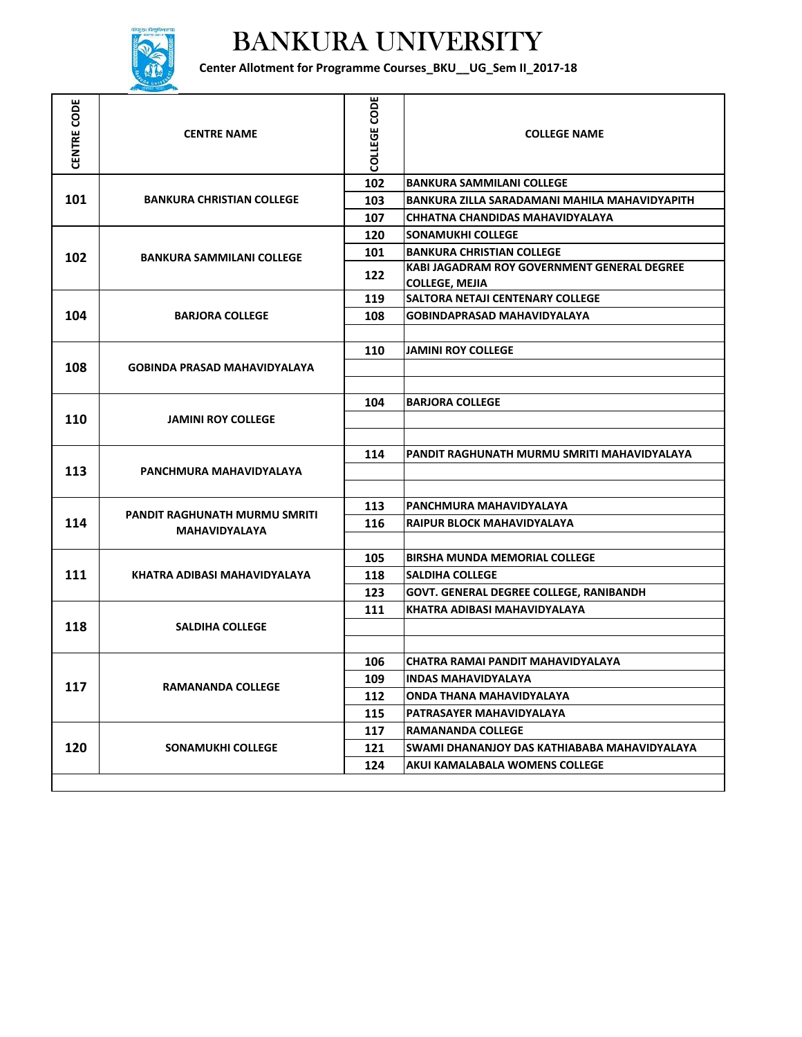# BANKURA UNIVERSITY

**Center Allotment for Programme Courses_BKU__UG_Sem II_2017-18**

| CENTRE CODE | CENTRE NAME | COLLEGE CODE | COLLEGE NAME |
|---|---|---|---|
| 101 | BANKURA CHRISTIAN COLLEGE | 102 | BANKURA SAMMILANI COLLEGE |
| | | 103 | BANKURA ZILLA SARADAMANI MAHILA MAHAVIDYAPITH |
| | | 107 | CHHATNA CHANDIDAS MAHAVIDYALAYA |
| 102 | BANKURA SAMMILANI COLLEGE | 120 | SONAMUKHI COLLEGE |
| | | 101 | BANKURA CHRISTIAN COLLEGE |
| | | 122 | KABI JAGADRAM ROY GOVERNMENT GENERAL DEGREE COLLEGE, MEJIA |
| 104 | BARJORA COLLEGE | 119 | SALTORA NETAJI CENTENARY COLLEGE |
| | | 108 | GOBINDAPRASAD MAHAVIDYALAYA |
| | | | |
| 108 | GOBINDA PRASAD MAHAVIDYALAYA | 110 | JAMINI ROY COLLEGE |
| | | | |
| | | | |
| 110 | JAMINI ROY COLLEGE | 104 | BARJORA COLLEGE |
| | | | |
| | | | |
| 113 | PANCHMURA MAHAVIDYALAYA | 114 | PANDIT RAGHUNATH MURMU SMRITI MAHAVIDYALAYA |
| | | | |
| | | | |
| 114 | PANDIT RAGHUNATH MURMU SMRITI MAHAVIDYALAYA | 113 | PANCHMURA MAHAVIDYALAYA |
| | | 116 | RAIPUR BLOCK MAHAVIDYALAYA |
| | | | |
| 111 | KHATRA ADIBASI MAHAVIDYALAYA | 105 | BIRSHA MUNDA MEMORIAL COLLEGE |
| | | 118 | SALDIHA COLLEGE |
| | | 123 | GOVT. GENERAL DEGREE COLLEGE, RANIBANDH |
| 118 | SALDIHA COLLEGE | 111 | KHATRA ADIBASI MAHAVIDYALAYA |
| | | | |
| | | | |
| 117 | RAMANANDA COLLEGE | 106 | CHATRA RAMAI PANDIT MAHAVIDYALAYA |
| | | 109 | INDAS MAHAVIDYALAYA |
| | | 112 | ONDA THANA MAHAVIDYALAYA |
| | | 115 | PATRASAYER MAHAVIDYALAYA |
| 120 | SONAMUKHI COLLEGE | 117 | RAMANANDA COLLEGE |
| | | 121 | SWAMI DHANANJOY DAS KATHIABABA MAHAVIDYALAYA |
| | | 124 | AKUI KAMALABALA WOMENS COLLEGE |